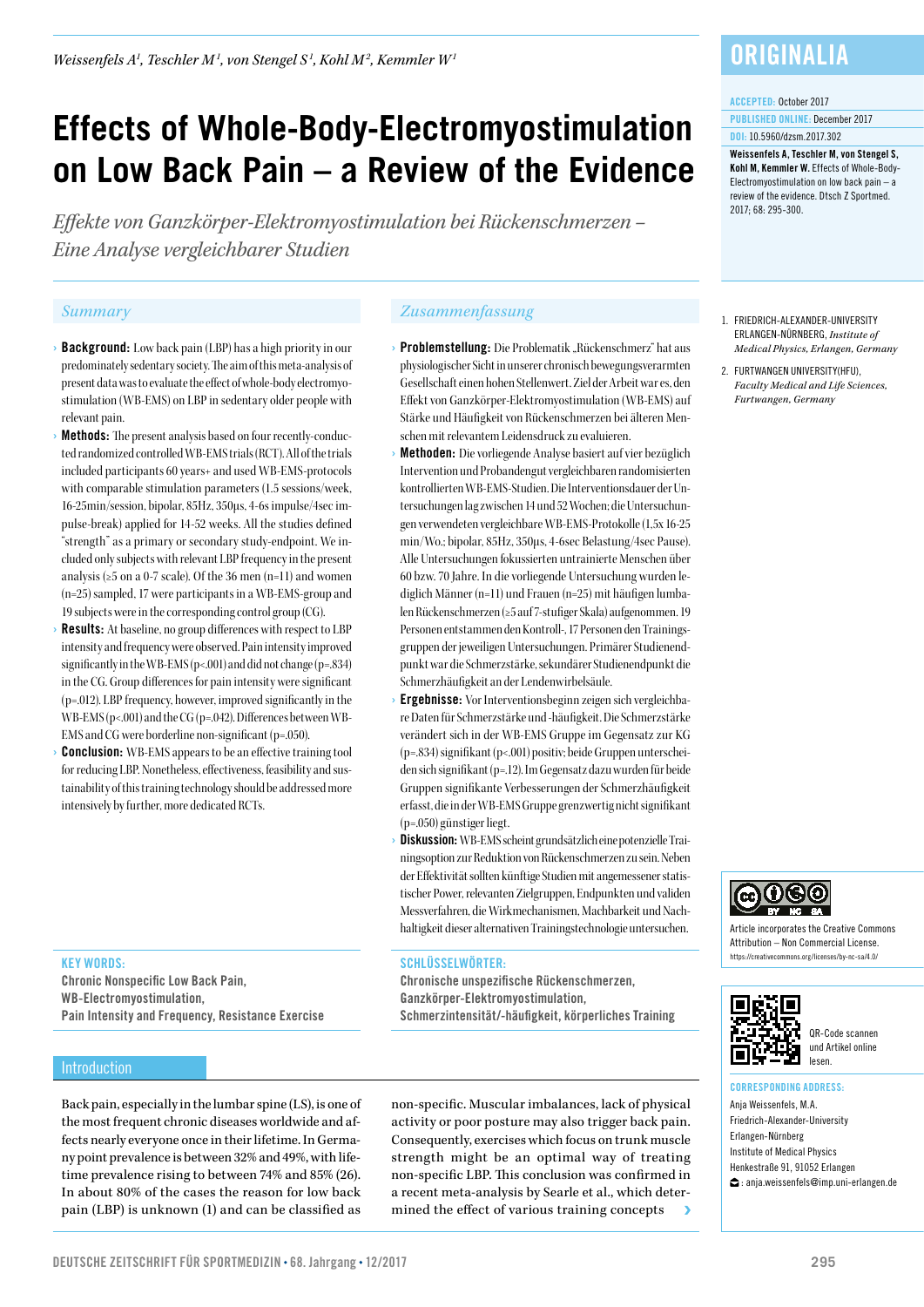Weissenfels A[1], Teschler M[1], von Stengel S[1], Kohl M[2], Kemmler W[1]

# Effects of Whole-Body-Electromyostimulation on Low Back Pain – a Review of the Evidence

*Effekte von Ganzkörper-Elektromyostimulation bei Rückenschmerzen – Eine Analyse vergleichbarer Studien*

ORIGINALIA

ACCEPTED: October 2017
PUBLISHED ONLINE: December 2017
DOI: 10.5960/dzsm.2017.302

**Weissenfels A, Teschler M, von Stengel S, Kohl M, Kemmler W.** Effects of Whole-Body-Electromyostimulation on low back pain – a review of the evidence. Dtsch Z Sportmed. 2017; 68: 295-300.

1. FRIEDRICH-ALEXANDER-UNIVERSITY ERLANGEN-NÜRNBERG, *Institute of Medical Physics, Erlangen, Germany*
2. FURTWANGEN UNIVERSITY(HFU), *Faculty Medical and Life Sciences, Furtwangen, Germany*

## Summary

- **Background:** Low back pain (LBP) has a high priority in our predominately sedentary society. The aim of this meta-analysis of present data was to evaluate the effect of whole-body electromyostimulation (WB-EMS) on LBP in sedentary older people with relevant pain.
- **Methods:** The present analysis based on four recently-conducted randomized controlled WB-EMS trials (RCT). All of the trials included participants 60 years+ and used WB-EMS-protocols with comparable stimulation parameters (1.5 sessions/week, 16-25min/session, bipolar, 85Hz, 350µs, 4-6s impulse/4sec impulse-break) applied for 14-52 weeks. All the studies defined "strength" as a primary or secondary study-endpoint. We included only subjects with relevant LBP frequency in the present analysis (≥5 on a 0-7 scale). Of the 36 men (n=11) and women (n=25) sampled, 17 were participants in a WB-EMS-group and 19 subjects were in the corresponding control group (CG).
- **Results:** At baseline, no group differences with respect to LBP intensity and frequency were observed. Pain intensity improved significantly in the WB-EMS ($p<.001$) and did not change ($p=.834$) in the CG. Group differences for pain intensity were significant ($p=.012$). LBP frequency, however, improved significantly in the WB-EMS ($p<.001$) and the CG ($p=.042$). Differences between WB-EMS and CG were borderline non-significant ($p=.050$).
- **Conclusion:** WB-EMS appears to be an effective training tool for reducing LBP. Nonetheless, effectiveness, feasibility and sustainability of this training technology should be addressed more intensively by further, more dedicated RCTs.

**KEY WORDS:**
Chronic Nonspecific Low Back Pain, WB-Electromyostimulation, Pain Intensity and Frequency, Resistance Exercise

## Zusammenfassung

- **Problemstellung:** Die Problematik „Rückenschmerz" hat aus physiologischer Sicht in unserer chronisch bewegungsverarmten Gesellschaft einen hohen Stellenwert. Ziel der Arbeit war es, den Effekt von Ganzkörper-Elektromyostimulation (WB-EMS) auf Stärke und Häufigkeit von Rückenschmerzen bei älteren Menschen mit relevantem Leidensdruck zu evaluieren.
- **Methoden:** Die vorliegende Analyse basiert auf vier bezüglich Intervention und Probandengut vergleichbaren randomisierten kontrollierten WB-EMS-Studien. Die Interventionsdauer der Untersuchungen lag zwischen 14 und 52 Wochen; die Untersuchungen verwendeten vergleichbare WB-EMS-Protokolle (1,5x 16-25 min/Wo.; bipolar, 85Hz, 350µs, 4-6sec Belastung/4sec Pause). Alle Untersuchungen fokussierten untrainierte Menschen über 60 bzw. 70 Jahre. In die vorliegende Untersuchung wurden lediglich Männer (n=11) und Frauen (n=25) mit häufigen lumbalen Rückenschmerzen (≥5 auf 7-stufiger Skala) aufgenommen. 19 Personen entstammen den Kontroll-, 17 Personen den Trainingsgruppen der jeweiligen Untersuchungen. Primärer Studienendpunkt war die Schmerzstärke, sekundärer Studienendpunkt die Schmerzhäufigkeit an der Lendenwirbelsäule.
- **Ergebnisse:** Vor Interventionsbeginn zeigen sich vergleichbare Daten für Schmerzstärke und -häufigkeit. Die Schmerzstärke verändert sich in der WB-EMS Gruppe im Gegensatz zur KG ($p=.834$) signifikant ($p<.001$) positiv; beide Gruppen unterscheiden sich signifikant ($p=.12$). Im Gegensatz dazu wurden für beide Gruppen signifikante Verbesserungen der Schmerzhäufigkeit erfasst, die in der WB-EMS Gruppe grenzwertig nicht signifikant ($p=.050$) günstiger liegt.
- **Diskussion:** WB-EMS scheint grundsätzlich eine potenzielle Trainingsoption zur Reduktion von Rückenschmerzen zu sein. Neben der Effektivität sollten künftige Studien mit angemessener statistischer Power, relevanten Zielgruppen, Endpunkten und validen Messverfahren, die Wirkmechanismen, Machbarkeit und Nachhaltigkeit dieser alternativen Trainingstechnologie untersuchen.

**SCHLÜSSELWÖRTER:**
Chronische unspezifische Rückenschmerzen, Ganzkörper-Elektromyostimulation, Schmerzintensität/-häufigkeit, körperliches Training

Article incorporates the Creative Commons Attribution – Non Commercial License. https://creativecommons.org/licenses/by-nc-sa/4.0/

QR-Code scannen und Artikel online lesen.

**CORRESPONDING ADDRESS:**
Anja Weissenfels, M.A.
Friedrich-Alexander-University Erlangen-Nürnberg
Institute of Medical Physics
Henkestraße 91, 91052 Erlangen
: anja.weissenfels@imp.uni-erlangen.de

## Introduction

Back pain, especially in the lumbar spine (LS), is one of the most frequent chronic diseases worldwide and affects nearly everyone once in their lifetime. In Germany point prevalence is between 32% and 49%, with lifetime prevalence rising to between 74% and 85% (26). In about 80% of the cases the reason for low back pain (LBP) is unknown (1) and can be classified as non-specific. Muscular imbalances, lack of physical activity or poor posture may also trigger back pain. Consequently, exercises which focus on trunk muscle strength might be an optimal way of treating non-specific LBP. This conclusion was confirmed in a recent meta-analysis by Searle et al., which determined the effect of various training concepts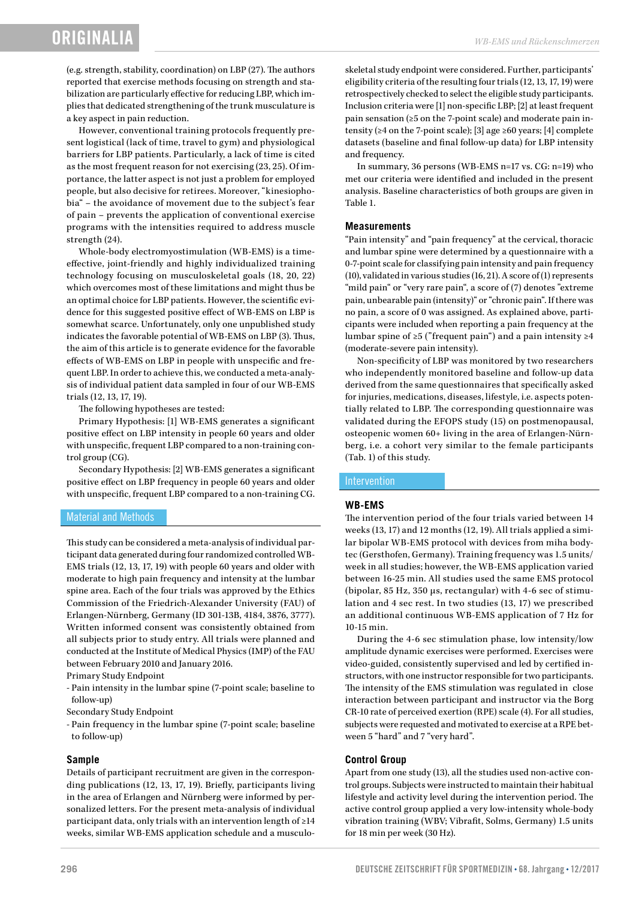(e.g. strength, stability, coordination) on LBP (27). The authors reported that exercise methods focusing on strength and stabilization are particularly effective for reducing LBP, which implies that dedicated strengthening of the trunk musculature is a key aspect in pain reduction.

However, conventional training protocols frequently present logistical (lack of time, travel to gym) and physiological barriers for LBP patients. Particularly, a lack of time is cited as the most frequent reason for not exercising (23, 25). Of importance, the latter aspect is not just a problem for employed people, but also decisive for retirees. Moreover, "kinesiophobia" – the avoidance of movement due to the subject's fear of pain – prevents the application of conventional exercise programs with the intensities required to address muscle strength (24).

Whole-body electromyostimulation (WB-EMS) is a time-effective, joint-friendly and highly individualized training technology focusing on musculoskeletal goals (18, 20, 22) which overcomes most of these limitations and might thus be an optimal choice for LBP patients. However, the scientific evidence for this suggested positive effect of WB-EMS on LBP is somewhat scarce. Unfortunately, only one unpublished study indicates the favorable potential of WB-EMS on LBP (3). Thus, the aim of this article is to generate evidence for the favorable effects of WB-EMS on LBP in people with unspecific and frequent LBP. In order to achieve this, we conducted a meta-analysis of individual patient data sampled in four of our WB-EMS trials (12, 13, 17, 19).

The following hypotheses are tested:

Primary Hypothesis: [1] WB-EMS generates a significant positive effect on LBP intensity in people 60 years and older with unspecific, frequent LBP compared to a non-training control group (CG).

Secondary Hypothesis: [2] WB-EMS generates a significant positive effect on LBP frequency in people 60 years and older with unspecific, frequent LBP compared to a non-training CG.

## Material and Methods

This study can be considered a meta-analysis of individual participant data generated during four randomized controlled WB-EMS trials (12, 13, 17, 19) with people 60 years and older with moderate to high pain frequency and intensity at the lumbar spine area. Each of the four trials was approved by the Ethics Commission of the Friedrich-Alexander University (FAU) of Erlangen-Nürnberg, Germany (ID 301-13B, 4184, 3876, 3777). Written informed consent was consistently obtained from all subjects prior to study entry. All trials were planned and conducted at the Institute of Medical Physics (IMP) of the FAU between February 2010 and January 2016.

Primary Study Endpoint

- Pain intensity in the lumbar spine (7-point scale; baseline to follow-up)

Secondary Study Endpoint

- Pain frequency in the lumbar spine (7-point scale; baseline to follow-up)

### Sample

Details of participant recruitment are given in the corresponding publications (12, 13, 17, 19). Briefly, participants living in the area of Erlangen and Nürnberg were informed by personalized letters. For the present meta-analysis of individual participant data, only trials with an intervention length of ≥14 weeks, similar WB-EMS application schedule and a musculoskeletal study endpoint were considered. Further, participants' eligibility criteria of the resulting four trials (12, 13, 17, 19) were retrospectively checked to select the eligible study participants. Inclusion criteria were [1] non-specific LBP; [2] at least frequent pain sensation (≥5 on the 7-point scale) and moderate pain intensity (≥4 on the 7-point scale); [3] age ≥60 years; [4] complete datasets (baseline and final follow-up data) for LBP intensity and frequency.

In summary, 36 persons (WB-EMS n=17 vs. CG: n=19) who met our criteria were identified and included in the present analysis. Baseline characteristics of both groups are given in Table 1.

### Measurements

"Pain intensity" and "pain frequency" at the cervical, thoracic and lumbar spine were determined by a questionnaire with a 0-7-point scale for classifying pain intensity and pain frequency (10), validated in various studies (16, 21). A score of (1) represents "mild pain" or "very rare pain", a score of (7) denotes "extreme pain, unbearable pain (intensity)" or "chronic pain". If there was no pain, a score of 0 was assigned. As explained above, participants were included when reporting a pain frequency at the lumbar spine of ≥5 ("frequent pain") and a pain intensity ≥4 (moderate-severe pain intensity).

Non-specificity of LBP was monitored by two researchers who independently monitored baseline and follow-up data derived from the same questionnaires that specifically asked for injuries, medications, diseases, lifestyle, i.e. aspects potentially related to LBP. The corresponding questionnaire was validated during the EFOPS study (15) on postmenopausal, osteopenic women 60+ living in the area of Erlangen-Nürnberg, i.e. a cohort very similar to the female participants (Tab. 1) of this study.

## Intervention

### WB-EMS

The intervention period of the four trials varied between 14 weeks (13, 17) and 12 months (12, 19). All trials applied a similar bipolar WB-EMS protocol with devices from miha bodytec (Gersthofen, Germany). Training frequency was 1.5 units/week in all studies; however, the WB-EMS application varied between 16-25 min. All studies used the same EMS protocol (bipolar, 85 Hz, 350 µs, rectangular) with 4-6 sec of stimulation and 4 sec rest. In two studies (13, 17) we prescribed an additional continuous WB-EMS application of 7 Hz for 10-15 min.

During the 4-6 sec stimulation phase, low intensity/low amplitude dynamic exercises were performed. Exercises were video-guided, consistently supervised and led by certified instructors, with one instructor responsible for two participants. The intensity of the EMS stimulation was regulated in close interaction between participant and instructor via the Borg CR-10 rate of perceived exertion (RPE) scale (4). For all studies, subjects were requested and motivated to exercise at a RPE between 5 "hard" and 7 "very hard".

### Control Group

Apart from one study (13), all the studies used non-active control groups. Subjects were instructed to maintain their habitual lifestyle and activity level during the intervention period. The active control group applied a very low-intensity whole-body vibration training (WBV; Vibrafit, Solms, Germany) 1.5 units per week for 18 min per week (30 Hz).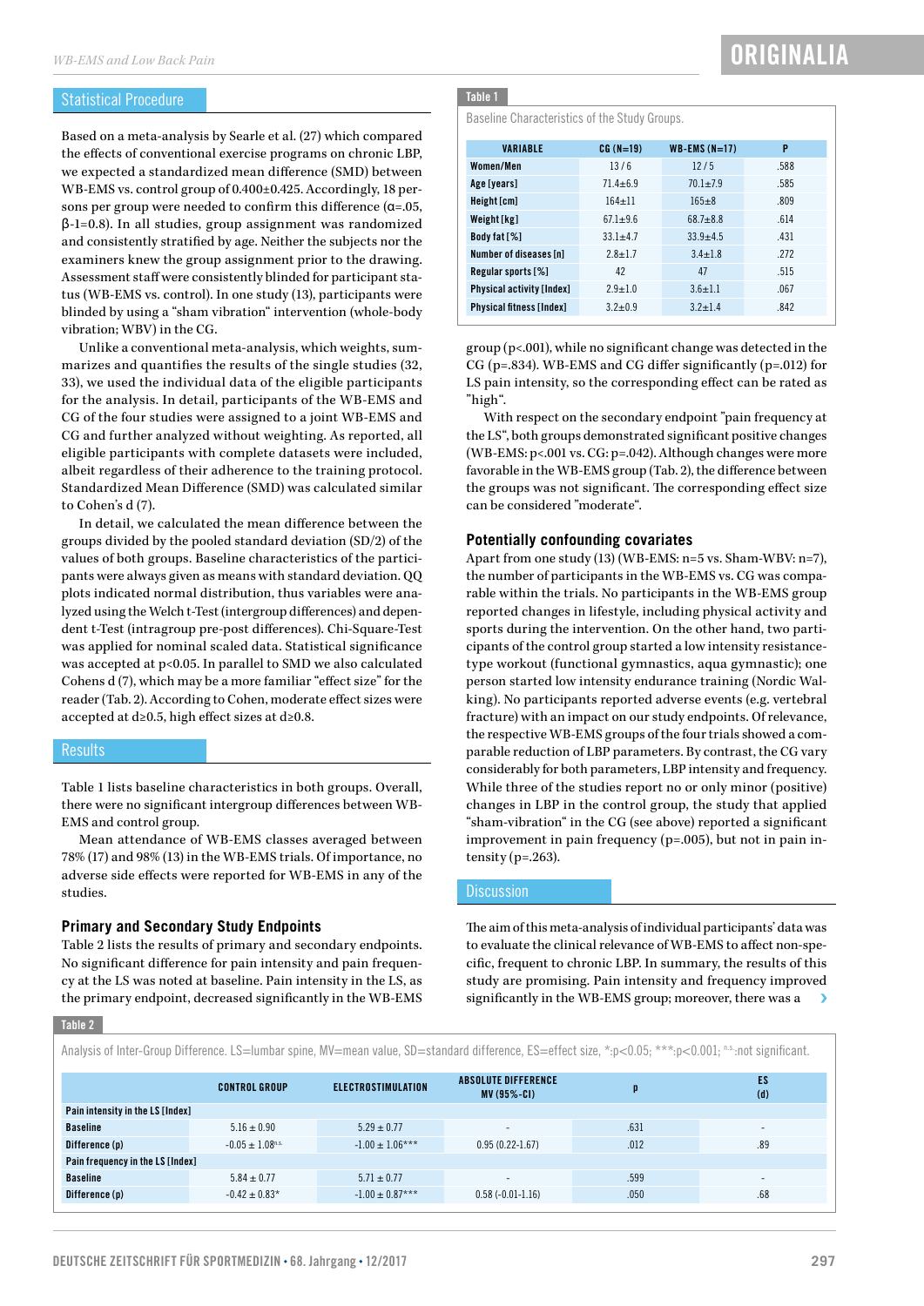## Statistical Procedure

Based on a meta-analysis by Searle et al. (27) which compared the effects of conventional exercise programs on chronic LBP, we expected a standardized mean difference (SMD) between WB-EMS vs. control group of 0.400±0.425. Accordingly, 18 persons per group were needed to confirm this difference (α=.05, β-1=0.8). In all studies, group assignment was randomized and consistently stratified by age. Neither the subjects nor the examiners knew the group assignment prior to the drawing. Assessment staff were consistently blinded for participant status (WB-EMS vs. control). In one study (13), participants were blinded by using a "sham vibration" intervention (whole-body vibration; WBV) in the CG.

Unlike a conventional meta-analysis, which weights, summarizes and quantifies the results of the single studies (32, 33), we used the individual data of the eligible participants for the analysis. In detail, participants of the WB-EMS and CG of the four studies were assigned to a joint WB-EMS and CG and further analyzed without weighting. As reported, all eligible participants with complete datasets were included, albeit regardless of their adherence to the training protocol. Standardized Mean Difference (SMD) was calculated similar to Cohen's d (7).

In detail, we calculated the mean difference between the groups divided by the pooled standard deviation (SD/2) of the values of both groups. Baseline characteristics of the participants were always given as means with standard deviation. QQ plots indicated normal distribution, thus variables were analyzed using the Welch t-Test (intergroup differences) and dependent t-Test (intragroup pre-post differences). Chi-Square-Test was applied for nominal scaled data. Statistical significance was accepted at p<0.05. In parallel to SMD we also calculated Cohens d (7), which may be a more familiar "effect size" for the reader (Tab. 2). According to Cohen, moderate effect sizes were accepted at d≥0.5, high effect sizes at d≥0.8.

## Results

Table 1 lists baseline characteristics in both groups. Overall, there were no significant intergroup differences between WB-EMS and control group.

Mean attendance of WB-EMS classes averaged between 78% (17) and 98% (13) in the WB-EMS trials. Of importance, no adverse side effects were reported for WB-EMS in any of the studies.

### Primary and Secondary Study Endpoints

Table 2 lists the results of primary and secondary endpoints. No significant difference for pain intensity and pain frequency at the LS was noted at baseline. Pain intensity in the LS, as the primary endpoint, decreased significantly in the WB-EMS group (p<.001), while no significant change was detected in the CG (p=.834). WB-EMS and CG differ significantly (p=.012) for LS pain intensity, so the corresponding effect can be rated as "high".

With respect on the secondary endpoint "pain frequency at the LS", both groups demonstrated significant positive changes (WB-EMS: p<.001 vs. CG: p=.042). Although changes were more favorable in the WB-EMS group (Tab. 2), the difference between the groups was not significant. The corresponding effect size can be considered "moderate".

**Table 1**

Baseline Characteristics of the Study Groups.

| VARIABLE | CG (N=19) | WB-EMS (N=17) | P |
|---|---|---|---|
| Women/Men | 13 / 6 | 12 / 5 | .588 |
| Age [years] | 71.4±6.9 | 70.1±7.9 | .585 |
| Height [cm] | 164±11 | 165±8 | .809 |
| Weight [kg] | 67.1±9.6 | 68.7±8.8 | .614 |
| Body fat [%] | 33.1±4.7 | 33.9±4.5 | .431 |
| Number of diseases [n] | 2.8±1.7 | 3.4±1.8 | .272 |
| Regular sports [%] | 42 | 47 | .515 |
| Physical activity [Index] | 2.9±1.0 | 3.6±1.1 | .067 |
| Physical fitness [Index] | 3.2±0.9 | 3.2±1.4 | .842 |

### Potentially confounding covariates

Apart from one study (13) (WB-EMS: n=5 vs. Sham-WBV: n=7), the number of participants in the WB-EMS vs. CG was comparable within the trials. No participants in the WB-EMS group reported changes in lifestyle, including physical activity and sports during the intervention. On the other hand, two participants of the control group started a low intensity resistance-type workout (functional gymnastics, aqua gymnastic); one person started low intensity endurance training (Nordic Walking). No participants reported adverse events (e.g. vertebral fracture) with an impact on our study endpoints. Of relevance, the respective WB-EMS groups of the four trials showed a comparable reduction of LBP parameters. By contrast, the CG vary considerably for both parameters, LBP intensity and frequency. While three of the studies report no or only minor (positive) changes in LBP in the control group, the study that applied "sham-vibration" in the CG (see above) reported a significant improvement in pain frequency (p=.005), but not in pain intensity (p=.263).

## Discussion

The aim of this meta-analysis of individual participants' data was to evaluate the clinical relevance of WB-EMS to affect non-specific, frequent to chronic LBP. In summary, the results of this study are promising. Pain intensity and frequency improved significantly in the WB-EMS group; moreover, there was a

**Table 2**

Analysis of Inter-Group Difference. LS=lumbar spine, MV=mean value, SD=standard difference, ES=effect size, *:p<0.05; ***:p<0.001; n.s.:not significant.

| | CONTROL GROUP | ELECTROSTIMULATION | ABSOLUTE DIFFERENCE MV (95%-CI) | P | ES (d) |
|---|---|---|---|---|---|
| **Pain intensity in the LS [Index]** | | | | | |
| Baseline | 5.16 ± 0.90 | 5.29 ± 0.77 | - | .631 | - |
| Difference (p) | -0.05 ± 1.08 n.s. | -1.00 ± 1.06*** | 0.95 (0.22-1.67) | .012 | .89 |
| **Pain frequency in the LS [Index]** | | | | | |
| Baseline | 5.84 ± 0.77 | 5.71 ± 0.77 | - | .599 | - |
| Difference (p) | -0.42 ± 0.83* | -1.00 ± 0.87*** | 0.58 (-0.01-1.16) | .050 | .68 |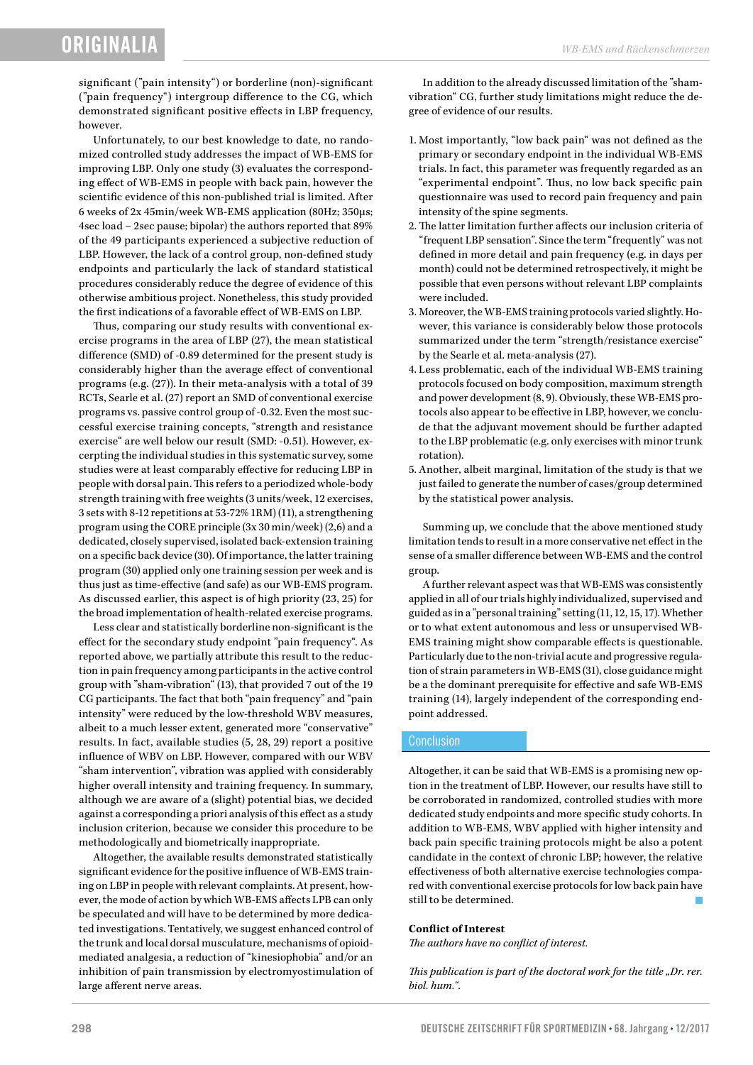significant ("pain intensity") or borderline (non)-significant ("pain frequency") intergroup difference to the CG, which demonstrated significant positive effects in LBP frequency, however.

Unfortunately, to our best knowledge to date, no randomized controlled study addresses the impact of WB-EMS for improving LBP. Only one study (3) evaluates the corresponding effect of WB-EMS in people with back pain, however the scientific evidence of this non-published trial is limited. After 6 weeks of 2x 45min/week WB-EMS application (80Hz; 350µs; 4sec load – 2sec pause; bipolar) the authors reported that 89% of the 49 participants experienced a subjective reduction of LBP. However, the lack of a control group, non-defined study endpoints and particularly the lack of standard statistical procedures considerably reduce the degree of evidence of this otherwise ambitious project. Nonetheless, this study provided the first indications of a favorable effect of WB-EMS on LBP.

Thus, comparing our study results with conventional exercise programs in the area of LBP (27), the mean statistical difference (SMD) of -0.89 determined for the present study is considerably higher than the average effect of conventional programs (e.g. (27)). In their meta-analysis with a total of 39 RCTs, Searle et al. (27) report an SMD of conventional exercise programs vs. passive control group of -0.32. Even the most successful exercise training concepts, "strength and resistance exercise" are well below our result (SMD: -0.51). However, excerpting the individual studies in this systematic survey, some studies were at least comparably effective for reducing LBP in people with dorsal pain. This refers to a periodized whole-body strength training with free weights (3 units/week, 12 exercises, 3 sets with 8-12 repetitions at 53-72% 1RM) (11), a strengthening program using the CORE principle (3x 30 min/week) (2,6) and a dedicated, closely supervised, isolated back-extension training on a specific back device (30). Of importance, the latter training program (30) applied only one training session per week and is thus just as time-effective (and safe) as our WB-EMS program. As discussed earlier, this aspect is of high priority (23, 25) for the broad implementation of health-related exercise programs.

Less clear and statistically borderline non-significant is the effect for the secondary study endpoint "pain frequency". As reported above, we partially attribute this result to the reduction in pain frequency among participants in the active control group with "sham-vibration" (13), that provided 7 out of the 19 CG participants. The fact that both "pain frequency" and "pain intensity" were reduced by the low-threshold WBV measures, albeit to a much lesser extent, generated more "conservative" results. In fact, available studies (5, 28, 29) report a positive influence of WBV on LBP. However, compared with our WBV "sham intervention", vibration was applied with considerably higher overall intensity and training frequency. In summary, although we are aware of a (slight) potential bias, we decided against a corresponding a priori analysis of this effect as a study inclusion criterion, because we consider this procedure to be methodologically and biometrically inappropriate.

Altogether, the available results demonstrated statistically significant evidence for the positive influence of WB-EMS training on LBP in people with relevant complaints. At present, however, the mode of action by which WB-EMS affects LPB can only be speculated and will have to be determined by more dedicated investigations. Tentatively, we suggest enhanced control of the trunk and local dorsal musculature, mechanisms of opioid-mediated analgesia, a reduction of "kinesiophobia" and/or an inhibition of pain transmission by electromyostimulation of large afferent nerve areas.

In addition to the already discussed limitation of the "sham-vibration" CG, further study limitations might reduce the degree of evidence of our results.

1. Most importantly, "low back pain" was not defined as the primary or secondary endpoint in the individual WB-EMS trials. In fact, this parameter was frequently regarded as an "experimental endpoint". Thus, no low back specific pain questionnaire was used to record pain frequency and pain intensity of the spine segments.
2. The latter limitation further affects our inclusion criteria of "frequent LBP sensation". Since the term "frequently" was not defined in more detail and pain frequency (e.g. in days per month) could not be determined retrospectively, it might be possible that even persons without relevant LBP complaints were included.
3. Moreover, the WB-EMS training protocols varied slightly. However, this variance is considerably below those protocols summarized under the term "strength/resistance exercise" by the Searle et al. meta-analysis (27).
4. Less problematic, each of the individual WB-EMS training protocols focused on body composition, maximum strength and power development (8, 9). Obviously, these WB-EMS protocols also appear to be effective in LBP, however, we conclude that the adjuvant movement should be further adapted to the LBP problematic (e.g. only exercises with minor trunk rotation).
5. Another, albeit marginal, limitation of the study is that we just failed to generate the number of cases/group determined by the statistical power analysis.

Summing up, we conclude that the above mentioned study limitation tends to result in a more conservative net effect in the sense of a smaller difference between WB-EMS and the control group.

A further relevant aspect was that WB-EMS was consistently applied in all of our trials highly individualized, supervised and guided as in a "personal training" setting (11, 12, 15, 17). Whether or to what extent autonomous and less or unsupervised WB-EMS training might show comparable effects is questionable. Particularly due to the non-trivial acute and progressive regulation of strain parameters in WB-EMS (31), close guidance might be a the dominant prerequisite for effective and safe WB-EMS training (14), largely independent of the corresponding endpoint addressed.

## Conclusion

Altogether, it can be said that WB-EMS is a promising new option in the treatment of LBP. However, our results have still to be corroborated in randomized, controlled studies with more dedicated study endpoints and more specific study cohorts. In addition to WB-EMS, WBV applied with higher intensity and back pain specific training protocols might be also a potent candidate in the context of chronic LBP; however, the relative effectiveness of both alternative exercise technologies compared with conventional exercise protocols for low back pain have still to be determined.

**Conflict of Interest**

*The authors have no conflict of interest.*

*This publication is part of the doctoral work for the title „Dr. rer. biol. hum.".*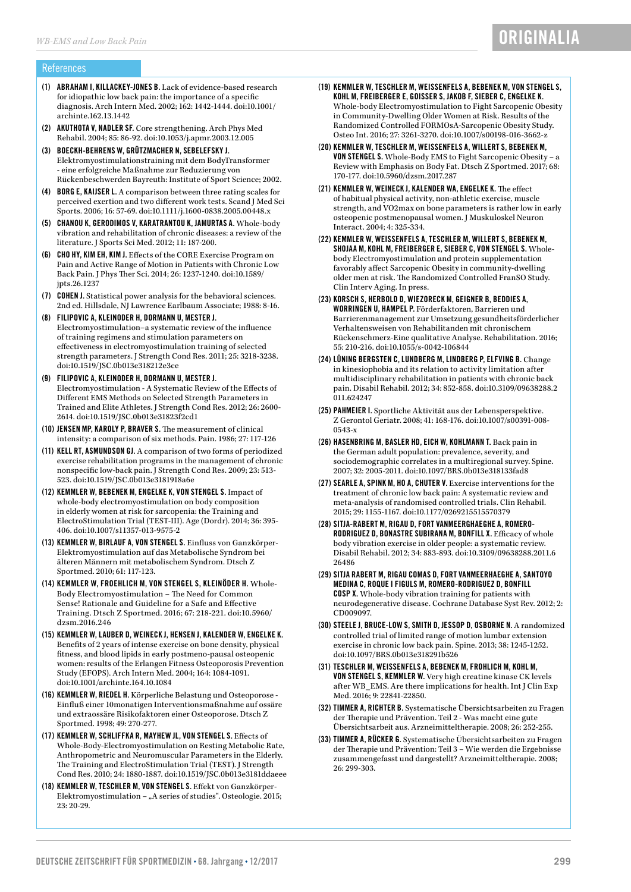## References

(1) **ABRAHAM I, KILLACKEY-JONES B.** Lack of evidence-based research for idiopathic low back pain: the importance of a specific diagnosis. Arch Intern Med. 2002; 162: 1442-1444. doi:10.1001/archinte.162.13.1442

(2) **AKUTHOTA V, NADLER SF.** Core strengthening. Arch Phys Med Rehabil. 2004; 85: 86-92. doi:10.1053/j.apmr.2003.12.005

(3) **BOECKH-BEHRENS W, GRÜTZMACHER N, SEBELEFSKY J.** Elektromyostimulationstraining mit dem BodyTransformer - eine erfolgreiche Maßnahme zur Reduzierung von Rückenbeschwerden Bayreuth: Institute of Sport Science; 2002.

(4) **BORG E, KAIJSER L.** A comparison between three rating scales for perceived exertion and two different work tests. Scand J Med Sci Sports. 2006; 16: 57-69. doi:10.1111/j.1600-0838.2005.00448.x

(5) **CHANOU K, GERODIMOS V, KARATRANTOU K, JAMURTAS A.** Whole-body vibration and rehabilitation of chronic diseases: a review of the literature. J Sports Sci Med. 2012; 11: 187-200.

(6) **CHO HY, KIM EH, KIM J.** Effects of the CORE Exercise Program on Pain and Active Range of Motion in Patients with Chronic Low Back Pain. J Phys Ther Sci. 2014; 26: 1237-1240. doi:10.1589/jpts.26.1237

(7) **COHEN J.** Statistical power analysis for the behavioral sciences. 2nd ed. Hillsdale, NJ Lawrence Earlbaum Associate; 1988: 8-16.

(8) **FILIPOVIC A, KLEINODER H, DORMANN U, MESTER J.** Electromyostimulation–a systematic review of the influence of training regimens and stimulation parameters on effectiveness in electromyostimulation training of selected strength parameters. J Strength Cond Res. 2011; 25: 3218-3238. doi:10.1519/JSC.0b013e318212e3ce

(9) **FILIPOVIC A, KLEINODER H, DORMANN U, MESTER J.** Electromyostimulation - A Systematic Review of the Effects of Different EMS Methods on Selected Strength Parameters in Trained and Elite Athletes. J Strength Cond Res. 2012; 26: 2600-2614. doi:10.1519/JSC.0b013e31823f2cd1

(10) **JENSEN MP, KAROLY P, BRAVER S.** The measurement of clinical intensity: a comparison of six methods. Pain. 1986; 27: 117-126

(11) **KELL RT, ASMUNDSON GJ.** A comparison of two forms of periodized exercise rehabilitation programs in the management of chronic nonspecific low-back pain. J Strength Cond Res. 2009; 23: 513-523. doi:10.1519/JSC.0b013e3181918a6e

(12) **KEMMLER W, BEBENEK M, ENGELKE K, VON STENGEL S.** Impact of whole-body electromyostimulation on body composition in elderly women at risk for sarcopenia: the Training and ElectroStimulation Trial (TEST-III). Age (Dordr). 2014; 36: 395-406. doi:10.1007/s11357-013-9575-2

(13) **KEMMLER W, BIRLAUF A, VON STENGEL S.** Einfluss von Ganzkörper-Elektromyostimulation auf das Metabolische Syndrom bei älteren Männern mit metabolischem Syndrom. Dtsch Z Sportmed. 2010; 61: 117-123.

(14) **KEMMLER W, FROEHLICH M, VON STENGEL S, KLEINÖDER H.** Whole-Body Electromyostimulation – The Need for Common Sense! Rationale and Guideline for a Safe and Effective Training. Dtsch Z Sportmed. 2016; 67: 218-221. doi:10.5960/dzsm.2016.246

(15) **KEMMLER W, LAUBER D, WEINECK J, HENSEN J, KALENDER W, ENGELKE K.** Benefits of 2 years of intense exercise on bone density, physical fitness, and blood lipids in early postmeno-pausal osteopenic women: results of the Erlangen Fitness Osteoporosis Prevention Study (EFOPS). Arch Intern Med. 2004; 164: 1084-1091. doi:10.1001/archinte.164.10.1084

(16) **KEMMLER W, RIEDEL H.** Körperliche Belastung und Osteoporose - Einfluß einer 10monatigen Interventionsmaßnahme auf ossäre und extraossäre Risikofaktoren einer Osteoporose. Dtsch Z Sportmed. 1998; 49: 270-277.

(17) **KEMMLER W, SCHLIFFKA R, MAYHEW JL, VON STENGEL S.** Effects of Whole-Body-Electromyostimulation on Resting Metabolic Rate, Anthropometric and Neuromuscular Parameters in the Elderly. The Training and ElectroStimulation Trial (TEST). J Strength Cond Res. 2010; 24: 1880-1887. doi:10.1519/JSC.0b013e3181ddaeee

(18) **KEMMLER W, TESCHLER M, VON STENGEL S.** Effekt von Ganzkörper-Elektromyostimulation – „A series of studies". Osteologie. 2015; 23: 20-29.

(19) **KEMMLER W, TESCHLER M, WEISSENFELS A, BEBENEK M, VON STENGEL S, KOHL M, FREIBERGER E, GOISSER S, JAKOB F, SIEBER C, ENGELKE K.** Whole-body Electromyostimulation to Fight Sarcopenic Obesity in Community-Dwelling Older Women at Risk. Results of the Randomized Controlled FORMOsA-Sarcopenic Obesity Study. Osteo Int. 2016; 27: 3261-3270. doi:10.1007/s00198-016-3662-z

(20) **KEMMLER W, TESCHLER M, WEISSENFELS A, WILLERT S, BEBENEK M, VON STENGEL S.** Whole-Body EMS to Fight Sarcopenic Obesity – a Review with Emphasis on Body Fat. Dtsch Z Sportmed. 2017; 68: 170-177. doi:10.5960/dzsm.2017.287

(21) **KEMMLER W, WEINECK J, KALENDER WA, ENGELKE K.** The effect of habitual physical activity, non-athletic exercise, muscle strength, and VO2max on bone parameters is rather low in early osteopenic postmenopausal women. J Muskuloskel Neuron Interact. 2004; 4: 325-334.

(22) **KEMMLER W, WEISSENFELS A, TESCHLER M, WILLERT S, BEBENEK M, SHOJAA M, KOHL M, FREIBERGER E, SIEBER C, VON STENGEL S.** Whole-body Electromyostimulation and protein supplementation favorably affect Sarcopenic Obesity in community-dwelling older men at risk. The Randomized Controlled FranSO Study. Clin Interv Aging. In press.

(23) **KORSCH S, HERBOLD D, WIEZORECK M, GEIGNER B, BEDDIES A, WORRINGEN U, HAMPEL P.** Förderfaktoren, Barrieren und Barrierenmanagement zur Umsetzung gesundheitsförderlicher Verhaltensweisen von Rehabilitanden mit chronischem Rückenschmerz-Eine qualitative Analyse. Rehabilitation. 2016; 55: 210-216. doi:10.1055/s-0042-106844

(24) **LÜNING BERGSTEN C, LUNDBERG M, LINDBERG P, ELFVING B.** Change in kinesiophobia and its relation to activity limitation after multidisciplinary rehabilitation in patients with chronic back pain. Disabil Rehabil. 2012; 34: 852-858. doi:10.3109/09638288.2011.624247

(25) **PAHMEIER I.** Sportliche Aktivität aus der Lebensperspektive. Z Gerontol Geriatr. 2008; 41: 168-176. doi:10.1007/s00391-008-0543-x

(26) **HASENBRING M, BASLER HD, EICH W, KOHLMANN T.** Back pain in the German adult population: prevalence, severity, and sociodemographic correlates in a multiregional survey. Spine. 2007; 32: 2005-2011. doi:10.1097/BRS.0b013e318133fad8

(27) **SEARLE A, SPINK M, HO A, CHUTER V.** Exercise interventions for the treatment of chronic low back pain: A systematic review and meta-analysis of randomised controlled trials. Clin Rehabil. 2015; 29: 1155-1167. doi:10.1177/0269215515570379

(28) **SITJA-RABERT M, RIGAU D, FORT VANMEERGHAEGHE A, ROMERO-RODRIGUEZ D, BONASTRE SUBIRANA M, BONFILL X.** Efficacy of whole body vibration exercise in older people: a systematic review. Disabil Rehabil. 2012; 34: 883-893. doi:10.3109/09638288.2011.626486

(29) **SITJA RABERT M, RIGAU COMAS D, FORT VANMEERHAEGHE A, SANTOYO MEDINA C, ROQUE I FIGULS M, ROMERO-RODRIGUEZ D, BONFILL COSP X.** Whole-body vibration training for patients with neurodegenerative disease. Cochrane Database Syst Rev. 2012; 2: CD009097.

(30) **STEELE J, BRUCE-LOW S, SMITH D, JESSOP D, OSBORNE N.** A randomized controlled trial of limited range of motion lumbar extension exercise in chronic low back pain. Spine. 2013; 38: 1245-1252. doi:10.1097/BRS.0b013e318291b526

(31) **TESCHLER M, WEISSENFELS A, BEBENEK M, FROHLICH M, KOHL M, VON STENGEL S, KEMMLER W.** Very high creatine kinase CK levels after WB_EMS. Are there implications for health. Int J Clin Exp Med. 2016; 9: 22841-22850.

(32) **TIMMER A, RICHTER B.** Systematische Übersichtsarbeiten zu Fragen der Therapie und Prävention. Teil 2 - Was macht eine gute Übersichtsarbeit aus. Arzneimitteltherapie. 2008; 26: 252-255.

(33) **TIMMER A, RÜCKER G.** Systematische Übersichtsarbeiten zu Fragen der Therapie und Prävention: Teil 3 – Wie werden die Ergebnisse zusammengefasst und dargestellt? Arzneimitteltherapie. 2008; 26: 299-303.